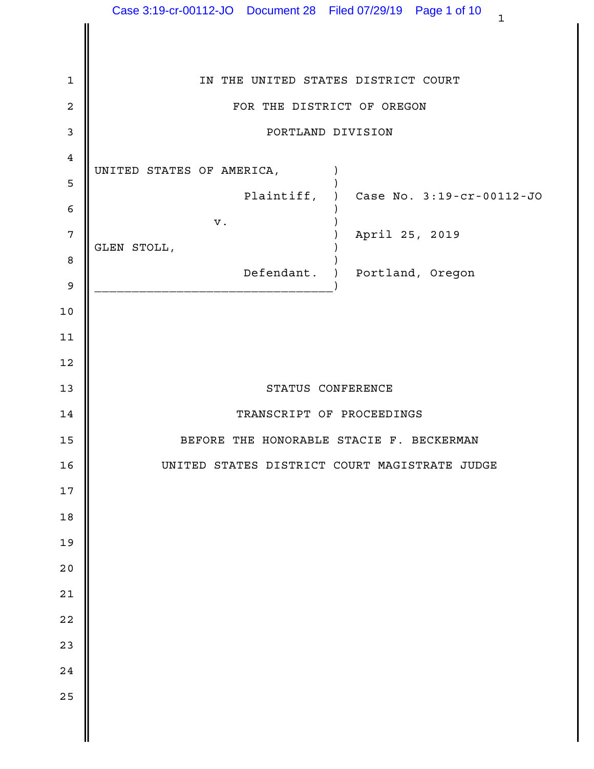IN THE UNITED STATES DISTRICT COURT

FOR THE DISTRICT OF OREGON

PORTLAND DIVISION

UNITED STATES OF AMERICA, Plaintiff,

v.

GLEN STOLL, Defendant.

Case No. 3:19-cr-00112-JO

April 25, 2019

Portland, Oregon

STATUS CONFERENCE

TRANSCRIPT OF PROCEEDINGS

BEFORE THE HONORABLE STACIE F. BECKERMAN

UNITED STATES DISTRICT COURT MAGISTRATE JUDGE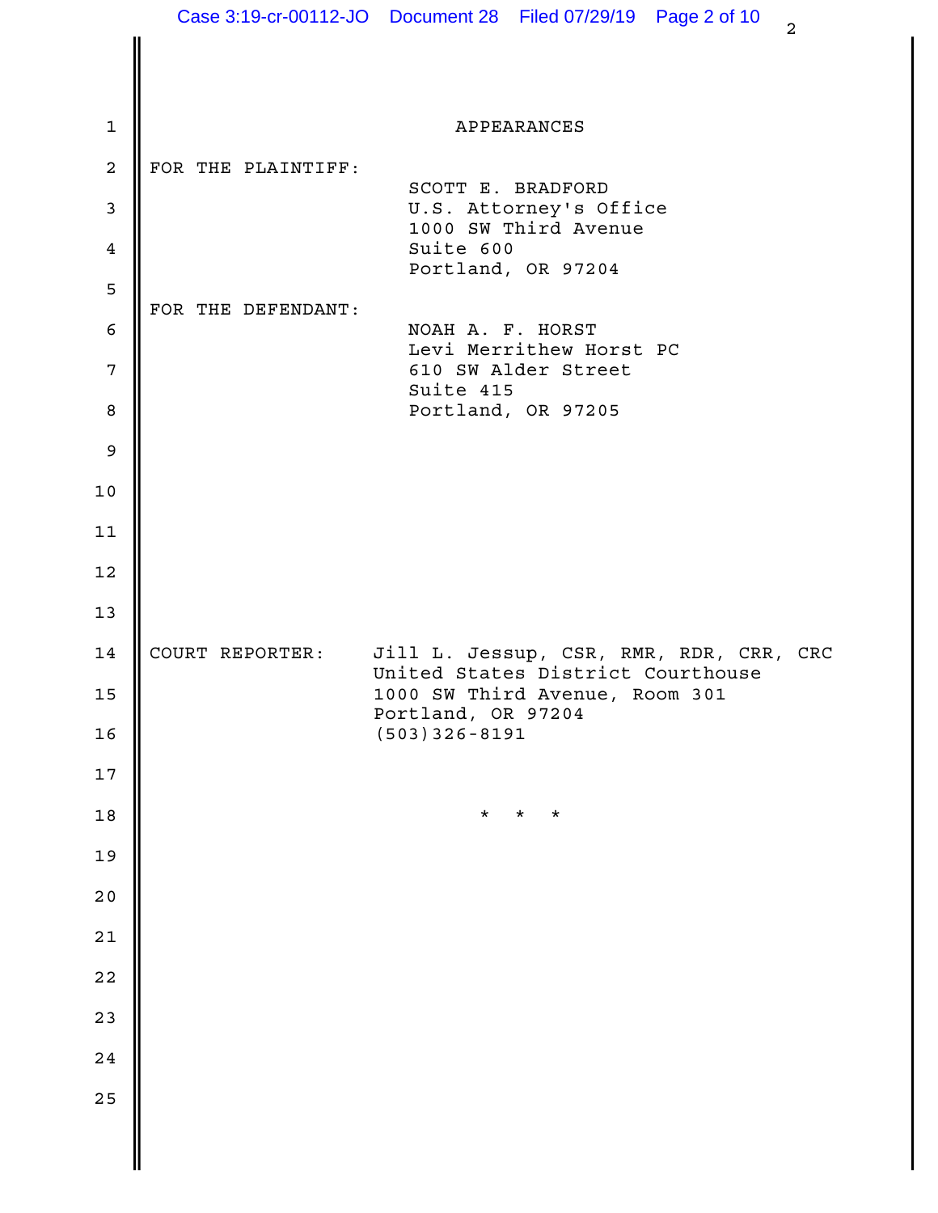# APPEARANCES

**FOR THE PLAINTIFF:**

SCOTT E. BRADFORD
U.S. Attorney's Office
1000 SW Third Avenue
Suite 600
Portland, OR 97204

**FOR THE DEFENDANT:**

NOAH A. F. HORST
Levi Merrithew Horst PC
610 SW Alder Street
Suite 415
Portland, OR 97205

**COURT REPORTER:**

Jill L. Jessup, CSR, RMR, RDR, CRR, CRC
United States District Courthouse
1000 SW Third Avenue, Room 301
Portland, OR 97204
(503)326-8191

\* \* \*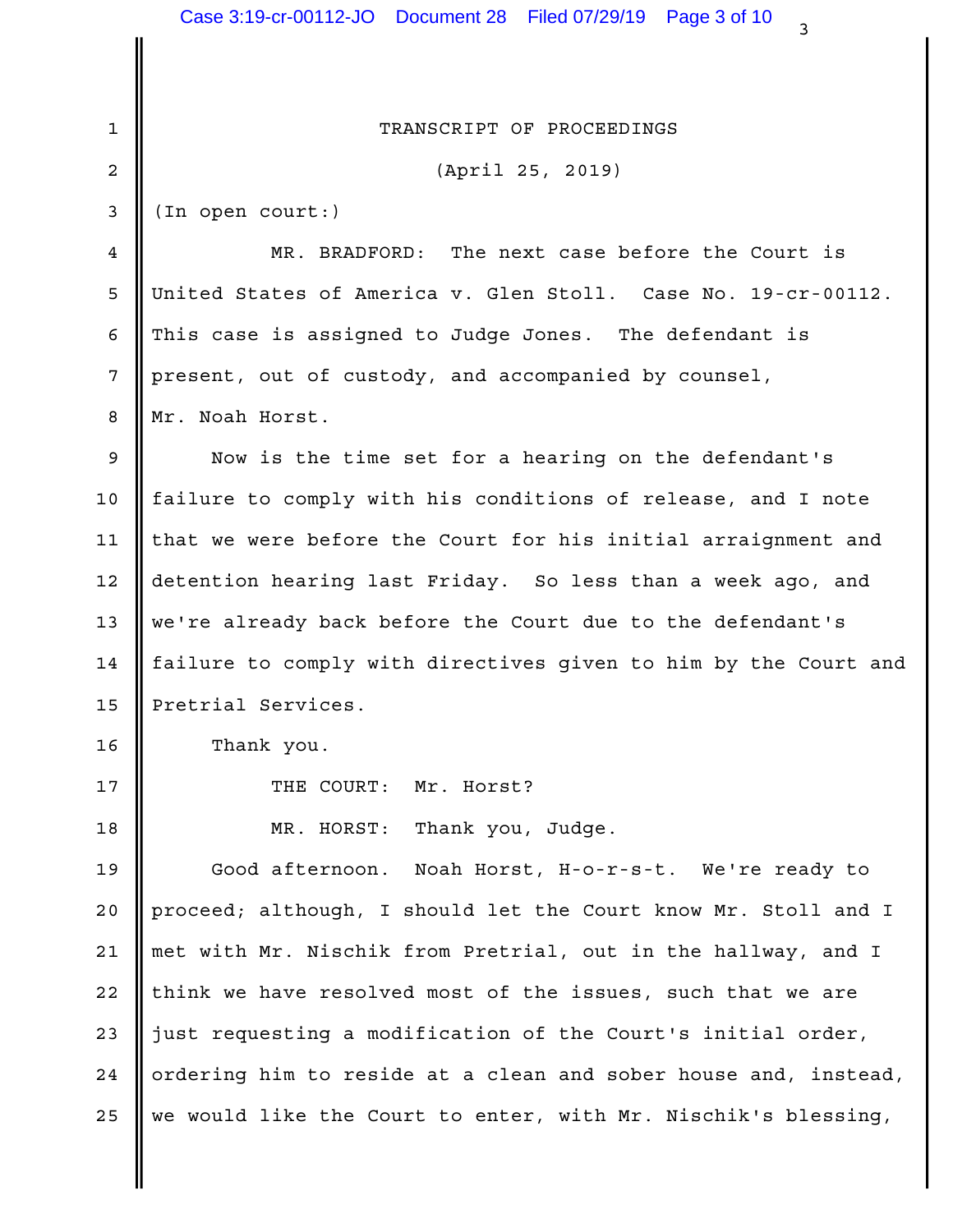TRANSCRIPT OF PROCEEDINGS

(April 25, 2019)

(In open court:)

MR. BRADFORD: The next case before the Court is United States of America v. Glen Stoll. Case No. 19-cr-00112. This case is assigned to Judge Jones. The defendant is present, out of custody, and accompanied by counsel, Mr. Noah Horst.

Now is the time set for a hearing on the defendant's failure to comply with his conditions of release, and I note that we were before the Court for his initial arraignment and detention hearing last Friday. So less than a week ago, and we're already back before the Court due to the defendant's failure to comply with directives given to him by the Court and Pretrial Services.

Thank you.

THE COURT: Mr. Horst?

MR. HORST: Thank you, Judge.

Good afternoon. Noah Horst, H-o-r-s-t. We're ready to proceed; although, I should let the Court know Mr. Stoll and I met with Mr. Nischik from Pretrial, out in the hallway, and I think we have resolved most of the issues, such that we are just requesting a modification of the Court's initial order, ordering him to reside at a clean and sober house and, instead, we would like the Court to enter, with Mr. Nischik's blessing,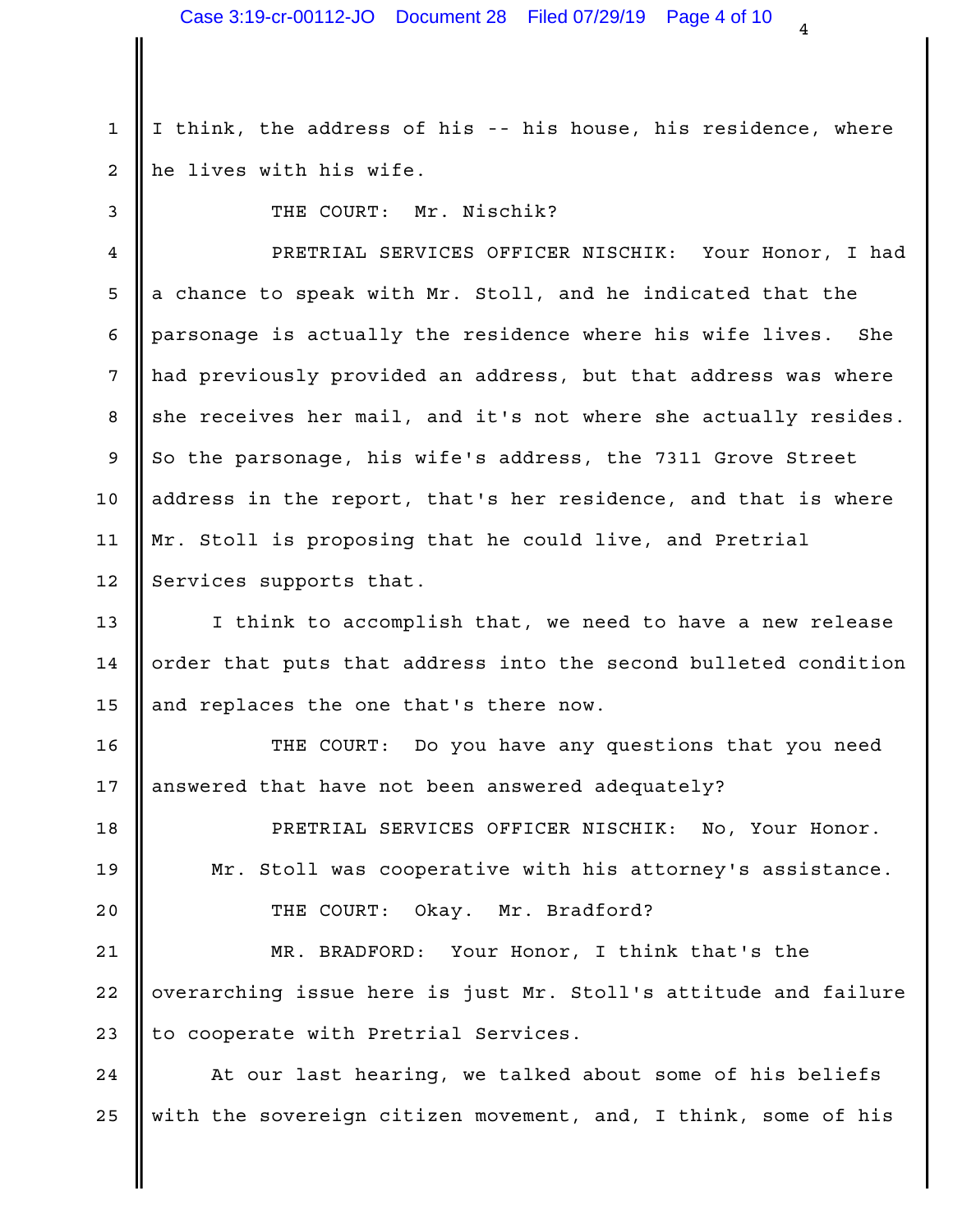I think, the address of his -- his house, his residence, where he lives with his wife.

THE COURT: Mr. Nischik?

PRETRIAL SERVICES OFFICER NISCHIK: Your Honor, I had a chance to speak with Mr. Stoll, and he indicated that the parsonage is actually the residence where his wife lives. She had previously provided an address, but that address was where she receives her mail, and it's not where she actually resides. So the parsonage, his wife's address, the 7311 Grove Street address in the report, that's her residence, and that is where Mr. Stoll is proposing that he could live, and Pretrial Services supports that.

I think to accomplish that, we need to have a new release order that puts that address into the second bulleted condition and replaces the one that's there now.

THE COURT: Do you have any questions that you need answered that have not been answered adequately?

PRETRIAL SERVICES OFFICER NISCHIK: No, Your Honor. Mr. Stoll was cooperative with his attorney's assistance.

THE COURT: Okay. Mr. Bradford?

MR. BRADFORD: Your Honor, I think that's the overarching issue here is just Mr. Stoll's attitude and failure to cooperate with Pretrial Services.

At our last hearing, we talked about some of his beliefs with the sovereign citizen movement, and, I think, some of his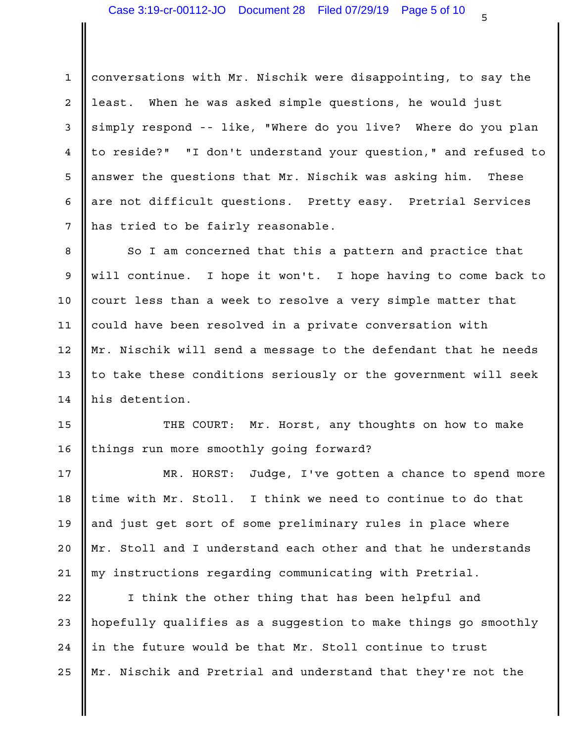conversations with Mr. Nischik were disappointing, to say the least. When he was asked simple questions, he would just simply respond -- like, "Where do you live? Where do you plan to reside?" "I don't understand your question," and refused to answer the questions that Mr. Nischik was asking him. These are not difficult questions. Pretty easy. Pretrial Services has tried to be fairly reasonable.

So I am concerned that this a pattern and practice that will continue. I hope it won't. I hope having to come back to court less than a week to resolve a very simple matter that could have been resolved in a private conversation with Mr. Nischik will send a message to the defendant that he needs to take these conditions seriously or the government will seek his detention.

THE COURT: Mr. Horst, any thoughts on how to make things run more smoothly going forward?

MR. HORST: Judge, I've gotten a chance to spend more time with Mr. Stoll. I think we need to continue to do that and just get sort of some preliminary rules in place where Mr. Stoll and I understand each other and that he understands my instructions regarding communicating with Pretrial.

I think the other thing that has been helpful and hopefully qualifies as a suggestion to make things go smoothly in the future would be that Mr. Stoll continue to trust Mr. Nischik and Pretrial and understand that they're not the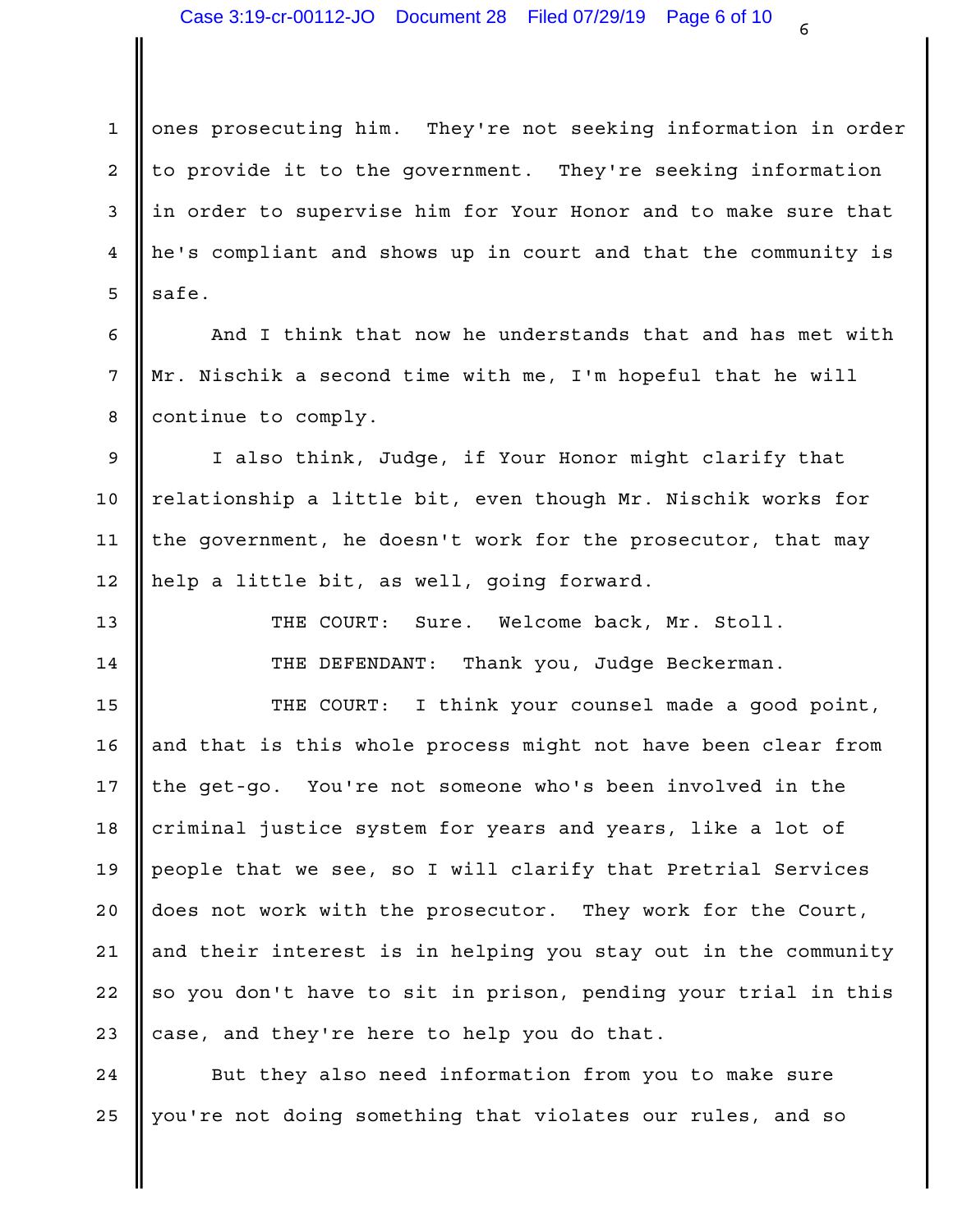ones prosecuting him. They're not seeking information in order to provide it to the government. They're seeking information in order to supervise him for Your Honor and to make sure that he's compliant and shows up in court and that the community is safe.

And I think that now he understands that and has met with Mr. Nischik a second time with me, I'm hopeful that he will continue to comply.

I also think, Judge, if Your Honor might clarify that relationship a little bit, even though Mr. Nischik works for the government, he doesn't work for the prosecutor, that may help a little bit, as well, going forward.

THE COURT: Sure. Welcome back, Mr. Stoll.

THE DEFENDANT: Thank you, Judge Beckerman.

THE COURT: I think your counsel made a good point, and that is this whole process might not have been clear from the get-go. You're not someone who's been involved in the criminal justice system for years and years, like a lot of people that we see, so I will clarify that Pretrial Services does not work with the prosecutor. They work for the Court, and their interest is in helping you stay out in the community so you don't have to sit in prison, pending your trial in this case, and they're here to help you do that.

But they also need information from you to make sure you're not doing something that violates our rules, and so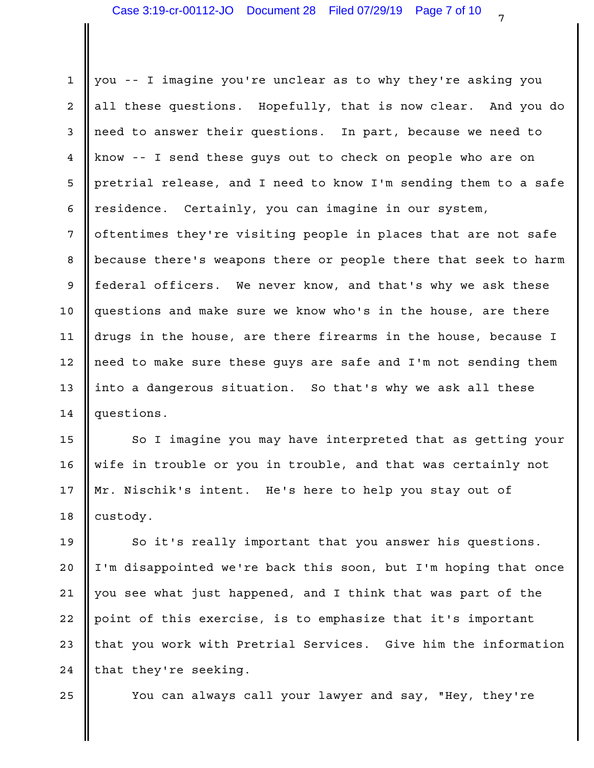you -- I imagine you're unclear as to why they're asking you all these questions. Hopefully, that is now clear. And you do need to answer their questions. In part, because we need to know -- I send these guys out to check on people who are on pretrial release, and I need to know I'm sending them to a safe residence. Certainly, you can imagine in our system, oftentimes they're visiting people in places that are not safe because there's weapons there or people there that seek to harm federal officers. We never know, and that's why we ask these questions and make sure we know who's in the house, are there drugs in the house, are there firearms in the house, because I need to make sure these guys are safe and I'm not sending them into a dangerous situation. So that's why we ask all these questions.

So I imagine you may have interpreted that as getting your wife in trouble or you in trouble, and that was certainly not Mr. Nischik's intent. He's here to help you stay out of custody.

So it's really important that you answer his questions. I'm disappointed we're back this soon, but I'm hoping that once you see what just happened, and I think that was part of the point of this exercise, is to emphasize that it's important that you work with Pretrial Services. Give him the information that they're seeking.

You can always call your lawyer and say, "Hey, they're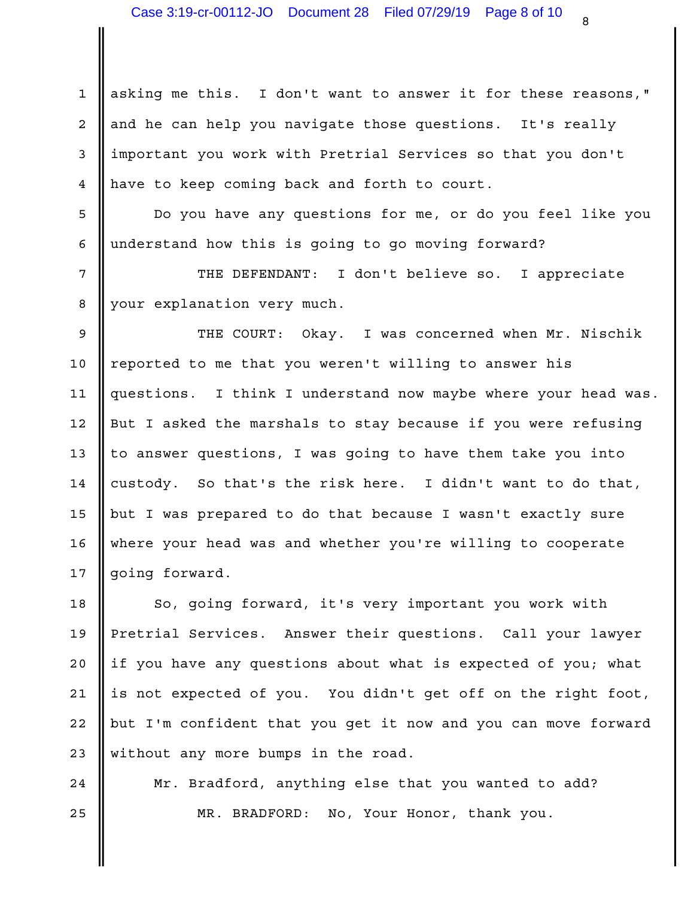asking me this. I don't want to answer it for these reasons," and he can help you navigate those questions. It's really important you work with Pretrial Services so that you don't have to keep coming back and forth to court.

Do you have any questions for me, or do you feel like you understand how this is going to go moving forward?

THE DEFENDANT: I don't believe so. I appreciate your explanation very much.

THE COURT: Okay. I was concerned when Mr. Nischik reported to me that you weren't willing to answer his questions. I think I understand now maybe where your head was. But I asked the marshals to stay because if you were refusing to answer questions, I was going to have them take you into custody. So that's the risk here. I didn't want to do that, but I was prepared to do that because I wasn't exactly sure where your head was and whether you're willing to cooperate going forward.

So, going forward, it's very important you work with Pretrial Services. Answer their questions. Call your lawyer if you have any questions about what is expected of you; what is not expected of you. You didn't get off on the right foot, but I'm confident that you get it now and you can move forward without any more bumps in the road.

Mr. Bradford, anything else that you wanted to add?

MR. BRADFORD: No, Your Honor, thank you.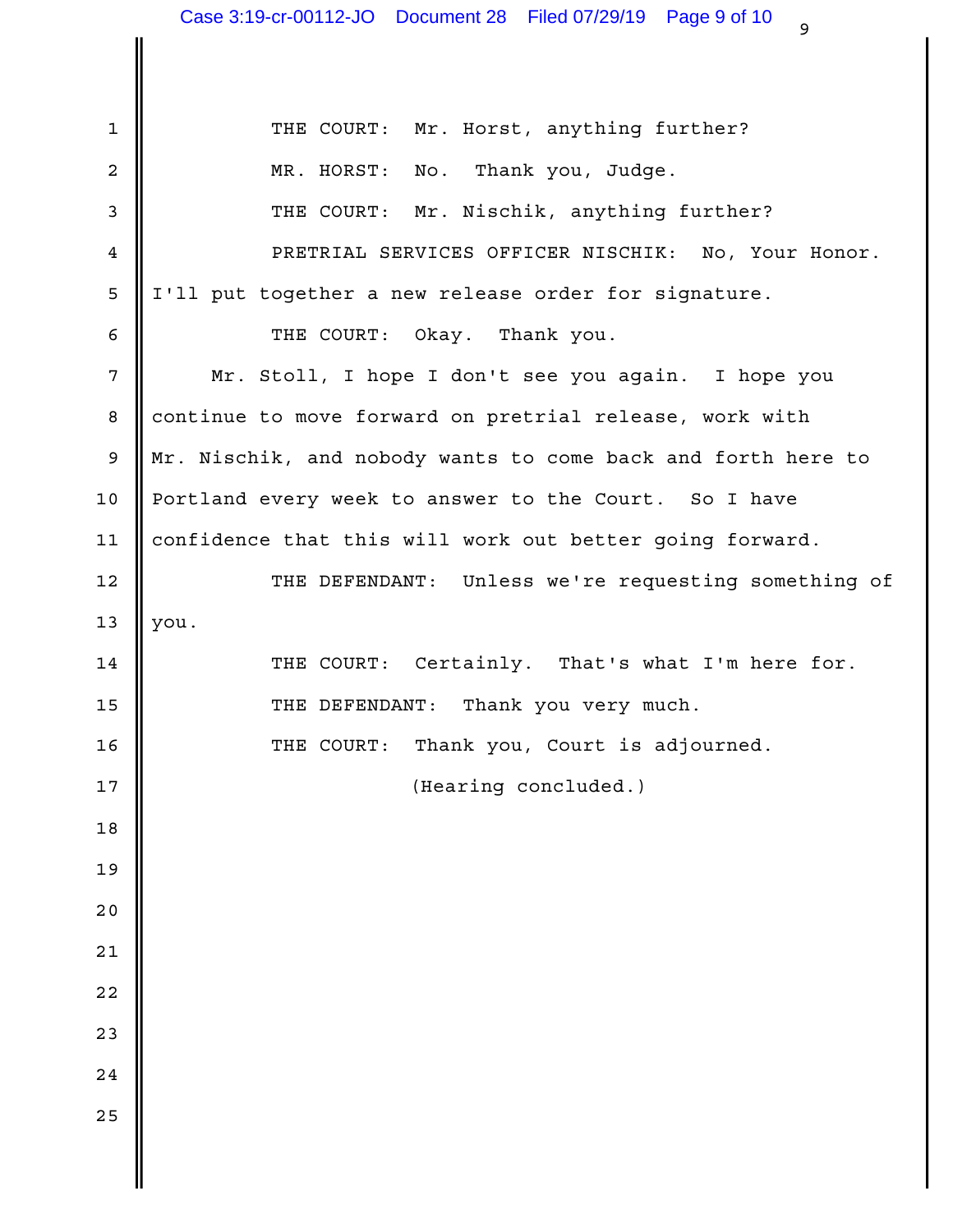THE COURT: Mr. Horst, anything further?

MR. HORST: No. Thank you, Judge.

THE COURT: Mr. Nischik, anything further?

PRETRIAL SERVICES OFFICER NISCHIK: No, Your Honor. I'll put together a new release order for signature.

THE COURT: Okay. Thank you.

Mr. Stoll, I hope I don't see you again. I hope you continue to move forward on pretrial release, work with Mr. Nischik, and nobody wants to come back and forth here to Portland every week to answer to the Court. So I have confidence that this will work out better going forward.

THE DEFENDANT: Unless we're requesting something of you.

THE COURT: Certainly. That's what I'm here for.

THE DEFENDANT: Thank you very much.

THE COURT: Thank you, Court is adjourned.

(Hearing concluded.)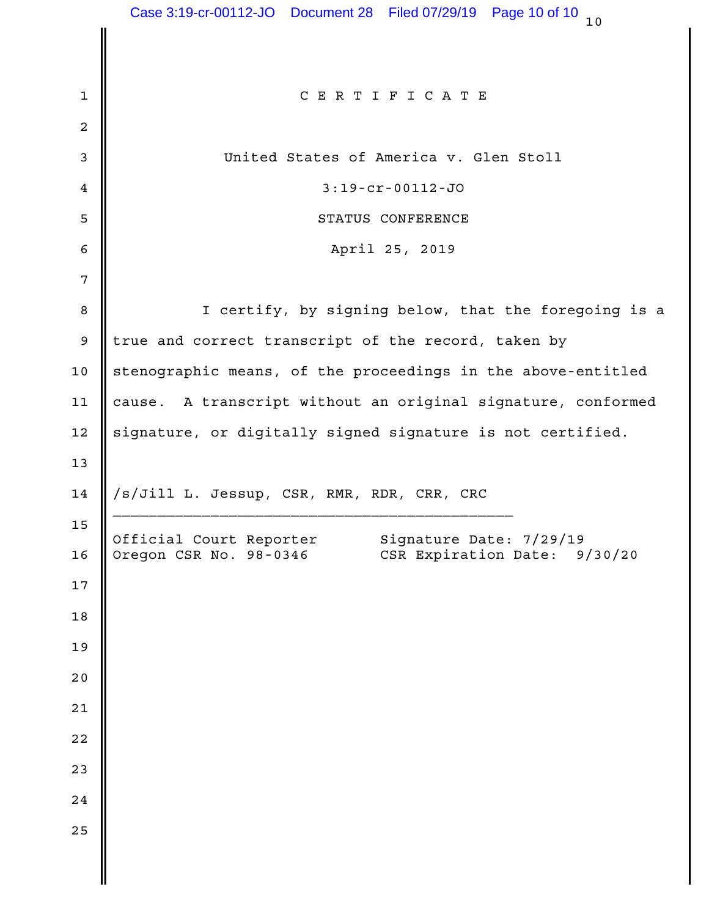# C E R T I F I C A T E

United States of America v. Glen Stoll

3:19-cr-00112-JO

STATUS CONFERENCE

April 25, 2019

I certify, by signing below, that the foregoing is a true and correct transcript of the record, taken by stenographic means, of the proceedings in the above-entitled cause. A transcript without an original signature, conformed signature, or digitally signed signature is not certified.

/s/Jill L. Jessup, CSR, RMR, RDR, CRR, CRC

Official Court Reporter — Signature Date: 7/29/19
Oregon CSR No. 98-0346 — CSR Expiration Date: 9/30/20